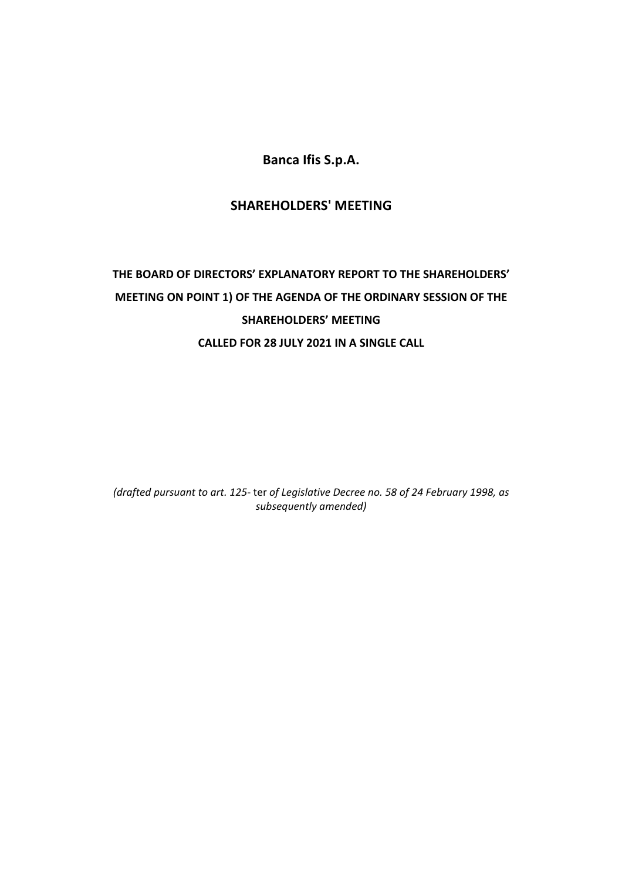# Banca Ifis S.p.A.

## SHAREHOLDERS' MEETING

**THE BOARD OF DIRECTORS' EXPLANATORY REPORT TO THE SHAREHOLDERS' MEETING ON POINT 1) OF THE AGENDA OF THE ORDINARY SESSION OF THE SHAREHOLDERS' MEETING**

**CALLED FOR 28 JULY 2021 IN A SINGLE CALL**

*(drafted pursuant to art. 125-* ter *of Legislative Decree no. 58 of 24 February 1998, as subsequently amended)*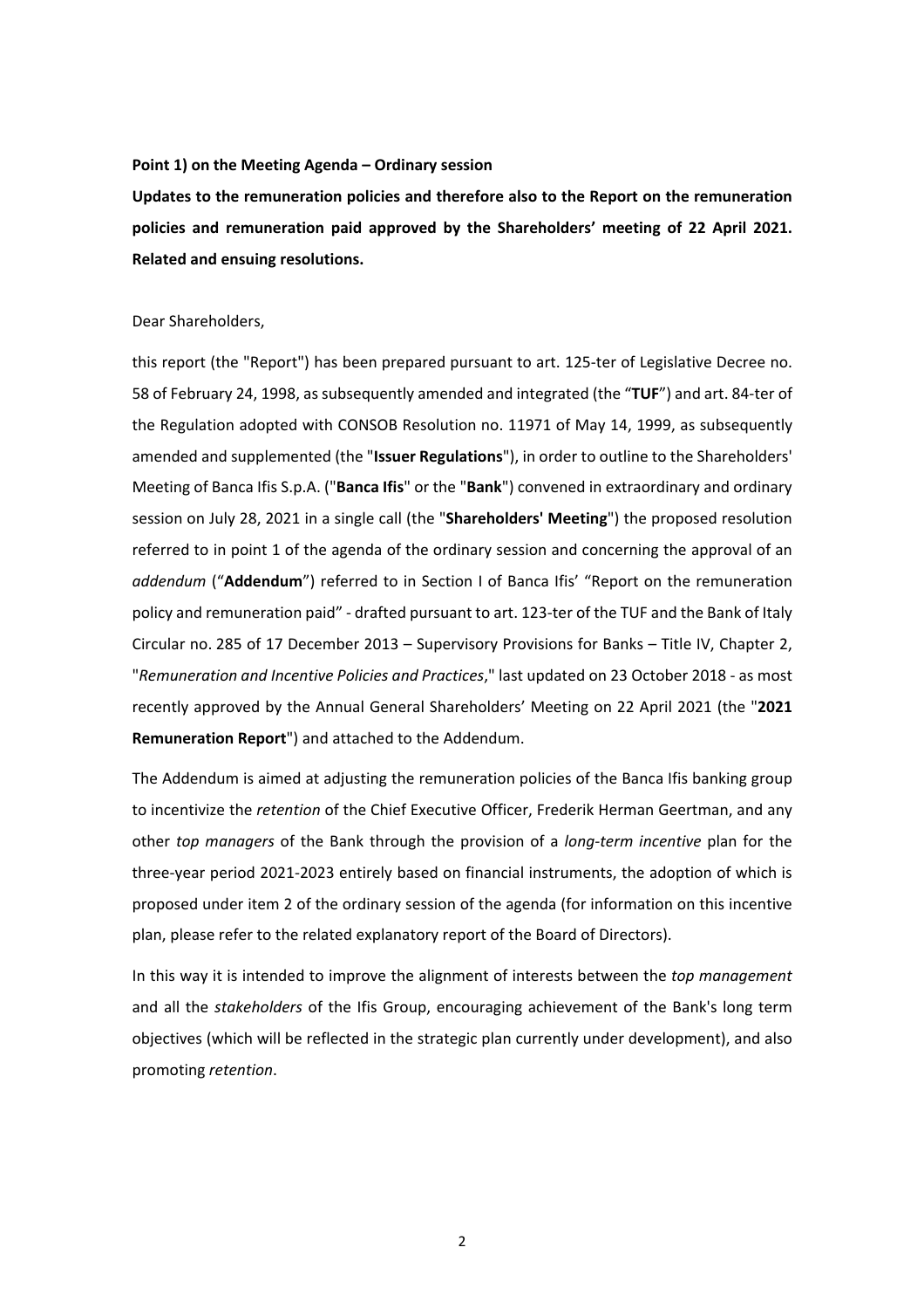**Point 1) on the Meeting Agenda – Ordinary session**

**Updates to the remuneration policies and therefore also to the Report on the remuneration policies and remuneration paid approved by the Shareholders' meeting of 22 April 2021. Related and ensuing resolutions.**

Dear Shareholders,

this report (the "Report") has been prepared pursuant to art. 125-ter of Legislative Decree no. 58 of February 24, 1998, as subsequently amended and integrated (the "**TUF**") and art. 84-ter of the Regulation adopted with CONSOB Resolution no. 11971 of May 14, 1999, as subsequently amended and supplemented (the "**Issuer Regulations**"), in order to outline to the Shareholders' Meeting of Banca Ifis S.p.A. ("**Banca Ifis**" or the "**Bank**") convened in extraordinary and ordinary session on July 28, 2021 in a single call (the "**Shareholders' Meeting**") the proposed resolution referred to in point 1 of the agenda of the ordinary session and concerning the approval of an *addendum* ("**Addendum**") referred to in Section I of Banca Ifis' "Report on the remuneration policy and remuneration paid" - drafted pursuant to art. 123-ter of the TUF and the Bank of Italy Circular no. 285 of 17 December 2013 – Supervisory Provisions for Banks – Title IV, Chapter 2, "*Remuneration and Incentive Policies and Practices*," last updated on 23 October 2018 - as most recently approved by the Annual General Shareholders' Meeting on 22 April 2021 (the "**2021 Remuneration Report**") and attached to the Addendum.

The Addendum is aimed at adjusting the remuneration policies of the Banca Ifis banking group to incentivize the *retention* of the Chief Executive Officer, Frederik Herman Geertman, and any other *top managers* of the Bank through the provision of a *long-term incentive* plan for the three-year period 2021-2023 entirely based on financial instruments, the adoption of which is proposed under item 2 of the ordinary session of the agenda (for information on this incentive plan, please refer to the related explanatory report of the Board of Directors).

In this way it is intended to improve the alignment of interests between the *top management* and all the *stakeholders* of the Ifis Group, encouraging achievement of the Bank's long term objectives (which will be reflected in the strategic plan currently under development), and also promoting *retention*.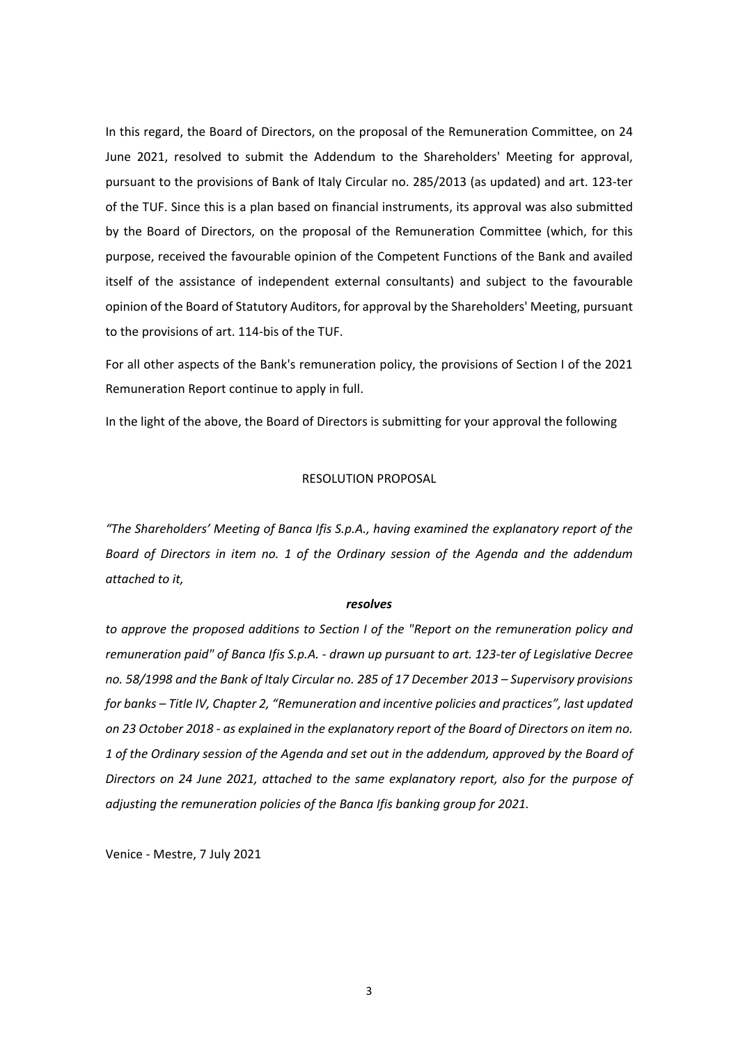In this regard, the Board of Directors, on the proposal of the Remuneration Committee, on 24 June 2021, resolved to submit the Addendum to the Shareholders' Meeting for approval, pursuant to the provisions of Bank of Italy Circular no. 285/2013 (as updated) and art. 123-ter of the TUF. Since this is a plan based on financial instruments, its approval was also submitted by the Board of Directors, on the proposal of the Remuneration Committee (which, for this purpose, received the favourable opinion of the Competent Functions of the Bank and availed itself of the assistance of independent external consultants) and subject to the favourable opinion of the Board of Statutory Auditors, for approval by the Shareholders' Meeting, pursuant to the provisions of art. 114-bis of the TUF.

For all other aspects of the Bank's remuneration policy, the provisions of Section I of the 2021 Remuneration Report continue to apply in full.

In the light of the above, the Board of Directors is submitting for your approval the following

RESOLUTION PROPOSAL

*"The Shareholders' Meeting of Banca Ifis S.p.A., having examined the explanatory report of the Board of Directors in item no. 1 of the Ordinary session of the Agenda and the addendum attached to it,*

***resolves***

*to approve the proposed additions to Section I of the "Report on the remuneration policy and remuneration paid" of Banca Ifis S.p.A. - drawn up pursuant to art. 123-ter of Legislative Decree no. 58/1998 and the Bank of Italy Circular no. 285 of 17 December 2013 – Supervisory provisions for banks – Title IV, Chapter 2, "Remuneration and incentive policies and practices", last updated on 23 October 2018 - as explained in the explanatory report of the Board of Directors on item no. 1 of the Ordinary session of the Agenda and set out in the addendum, approved by the Board of Directors on 24 June 2021, attached to the same explanatory report, also for the purpose of adjusting the remuneration policies of the Banca Ifis banking group for 2021.*

Venice - Mestre, 7 July 2021